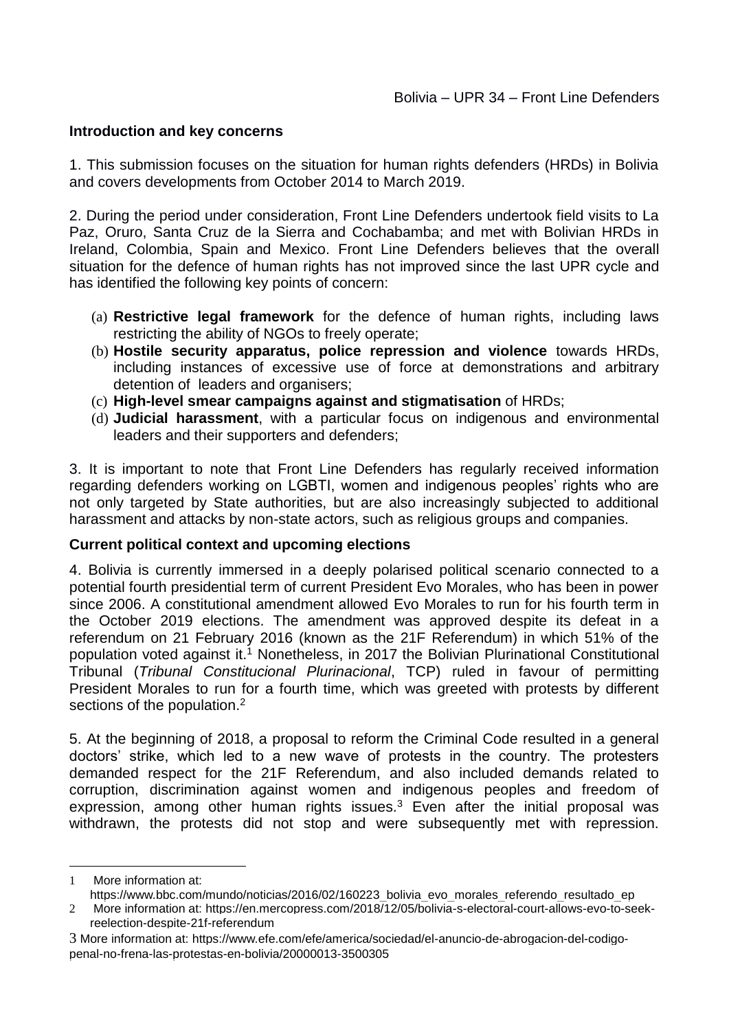Bolivia – UPR 34 – Front Line Defenders

**Introduction and key concerns**

1. This submission focuses on the situation for human rights defenders (HRDs) in Bolivia and covers developments from October 2014 to March 2019.

2. During the period under consideration, Front Line Defenders undertook field visits to La Paz, Oruro, Santa Cruz de la Sierra and Cochabamba; and met with Bolivian HRDs in Ireland, Colombia, Spain and Mexico. Front Line Defenders believes that the overall situation for the defence of human rights has not improved since the last UPR cycle and has identified the following key points of concern:

(a) **Restrictive legal framework** for the defence of human rights, including laws restricting the ability of NGOs to freely operate;
(b) **Hostile security apparatus, police repression and violence** towards HRDs, including instances of excessive use of force at demonstrations and arbitrary detention of leaders and organisers;
(c) **High-level smear campaigns against and stigmatisation** of HRDs;
(d) **Judicial harassment**, with a particular focus on indigenous and environmental leaders and their supporters and defenders;

3. It is important to note that Front Line Defenders has regularly received information regarding defenders working on LGBTI, women and indigenous peoples' rights who are not only targeted by State authorities, but are also increasingly subjected to additional harassment and attacks by non-state actors, such as religious groups and companies.

**Current political context and upcoming elections**

4. Bolivia is currently immersed in a deeply polarised political scenario connected to a potential fourth presidential term of current President Evo Morales, who has been in power since 2006. A constitutional amendment allowed Evo Morales to run for his fourth term in the October 2019 elections. The amendment was approved despite its defeat in a referendum on 21 February 2016 (known as the 21F Referendum) in which 51% of the population voted against it.[1] Nonetheless, in 2017 the Bolivian Plurinational Constitutional Tribunal (*Tribunal Constitucional Plurinacional*, TCP) ruled in favour of permitting President Morales to run for a fourth time, which was greeted with protests by different sections of the population.[2]

5. At the beginning of 2018, a proposal to reform the Criminal Code resulted in a general doctors' strike, which led to a new wave of protests in the country. The protesters demanded respect for the 21F Referendum, and also included demands related to corruption, discrimination against women and indigenous peoples and freedom of expression, among other human rights issues.[3] Even after the initial proposal was withdrawn, the protests did not stop and were subsequently met with repression.

---

1 More information at: https://www.bbc.com/mundo/noticias/2016/02/160223_bolivia_evo_morales_referendo_resultado_ep

2 More information at: https://en.mercopress.com/2018/12/05/bolivia-s-electoral-court-allows-evo-to-seek-reelection-despite-21f-referendum

3 More information at: https://www.efe.com/efe/america/sociedad/el-anuncio-de-abrogacion-del-codigo-penal-no-frena-las-protestas-en-bolivia/20000013-3500305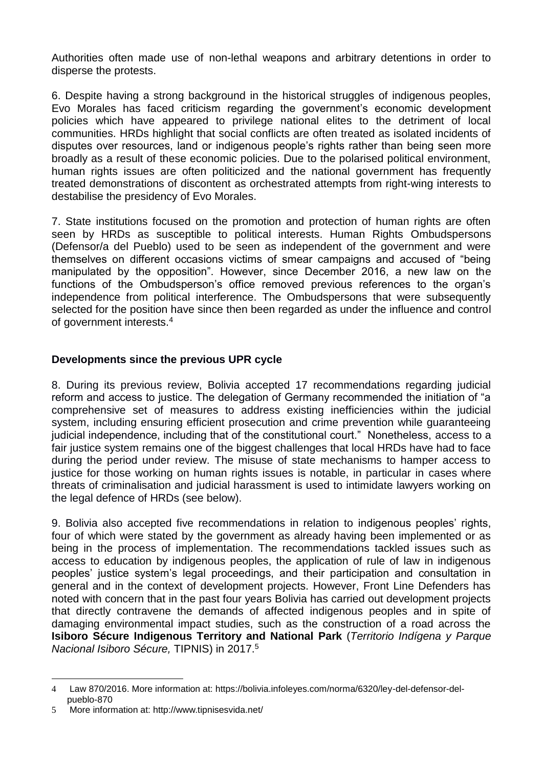Authorities often made use of non-lethal weapons and arbitrary detentions in order to disperse the protests.

6. Despite having a strong background in the historical struggles of indigenous peoples, Evo Morales has faced criticism regarding the government's economic development policies which have appeared to privilege national elites to the detriment of local communities. HRDs highlight that social conflicts are often treated as isolated incidents of disputes over resources, land or indigenous people's rights rather than being seen more broadly as a result of these economic policies. Due to the polarised political environment, human rights issues are often politicized and the national government has frequently treated demonstrations of discontent as orchestrated attempts from right-wing interests to destabilise the presidency of Evo Morales.

7. State institutions focused on the promotion and protection of human rights are often seen by HRDs as susceptible to political interests. Human Rights Ombudspersons (Defensor/a del Pueblo) used to be seen as independent of the government and were themselves on different occasions victims of smear campaigns and accused of "being manipulated by the opposition". However, since December 2016, a new law on the functions of the Ombudsperson's office removed previous references to the organ's independence from political interference. The Ombudspersons that were subsequently selected for the position have since then been regarded as under the influence and control of government interests.[4]

## Developments since the previous UPR cycle

8. During its previous review, Bolivia accepted 17 recommendations regarding judicial reform and access to justice. The delegation of Germany recommended the initiation of "a comprehensive set of measures to address existing inefficiencies within the judicial system, including ensuring efficient prosecution and crime prevention while guaranteeing judicial independence, including that of the constitutional court." Nonetheless, access to a fair justice system remains one of the biggest challenges that local HRDs have had to face during the period under review. The misuse of state mechanisms to hamper access to justice for those working on human rights issues is notable, in particular in cases where threats of criminalisation and judicial harassment is used to intimidate lawyers working on the legal defence of HRDs (see below).

9. Bolivia also accepted five recommendations in relation to indigenous peoples' rights, four of which were stated by the government as already having been implemented or as being in the process of implementation. The recommendations tackled issues such as access to education by indigenous peoples, the application of rule of law in indigenous peoples' justice system's legal proceedings, and their participation and consultation in general and in the context of development projects. However, Front Line Defenders has noted with concern that in the past four years Bolivia has carried out development projects that directly contravene the demands of affected indigenous peoples and in spite of damaging environmental impact studies, such as the construction of a road across the **Isiboro Sécure Indigenous Territory and National Park** (*Territorio Indígena y Parque Nacional Isiboro Sécure,* TIPNIS) in 2017.[5]

---

4 Law 870/2016. More information at: https://bolivia.infoleyes.com/norma/6320/ley-del-defensor-del-pueblo-870

5 More information at: http://www.tipnisesvida.net/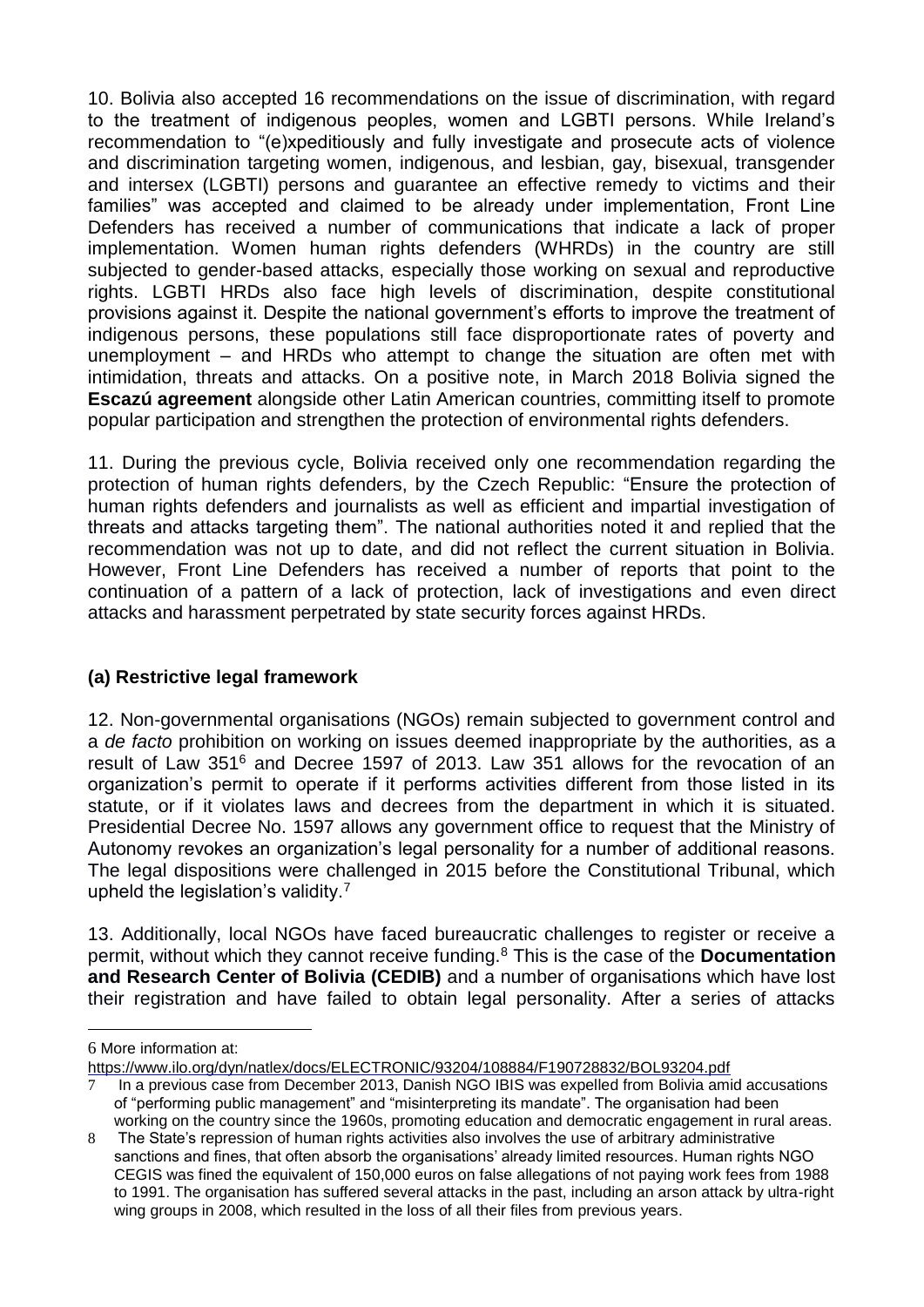10. Bolivia also accepted 16 recommendations on the issue of discrimination, with regard to the treatment of indigenous peoples, women and LGBTI persons. While Ireland's recommendation to "(e)xpeditiously and fully investigate and prosecute acts of violence and discrimination targeting women, indigenous, and lesbian, gay, bisexual, transgender and intersex (LGBTI) persons and guarantee an effective remedy to victims and their families" was accepted and claimed to be already under implementation, Front Line Defenders has received a number of communications that indicate a lack of proper implementation. Women human rights defenders (WHRDs) in the country are still subjected to gender-based attacks, especially those working on sexual and reproductive rights. LGBTI HRDs also face high levels of discrimination, despite constitutional provisions against it. Despite the national government's efforts to improve the treatment of indigenous persons, these populations still face disproportionate rates of poverty and unemployment – and HRDs who attempt to change the situation are often met with intimidation, threats and attacks. On a positive note, in March 2018 Bolivia signed the **Escazú agreement** alongside other Latin American countries, committing itself to promote popular participation and strengthen the protection of environmental rights defenders.

11. During the previous cycle, Bolivia received only one recommendation regarding the protection of human rights defenders, by the Czech Republic: "Ensure the protection of human rights defenders and journalists as well as efficient and impartial investigation of threats and attacks targeting them". The national authorities noted it and replied that the recommendation was not up to date, and did not reflect the current situation in Bolivia. However, Front Line Defenders has received a number of reports that point to the continuation of a pattern of a lack of protection, lack of investigations and even direct attacks and harassment perpetrated by state security forces against HRDs.

### (a) Restrictive legal framework

12. Non-governmental organisations (NGOs) remain subjected to government control and a *de facto* prohibition on working on issues deemed inappropriate by the authorities, as a result of Law 351[6] and Decree 1597 of 2013. Law 351 allows for the revocation of an organization's permit to operate if it performs activities different from those listed in its statute, or if it violates laws and decrees from the department in which it is situated. Presidential Decree No. 1597 allows any government office to request that the Ministry of Autonomy revokes an organization's legal personality for a number of additional reasons. The legal dispositions were challenged in 2015 before the Constitutional Tribunal, which upheld the legislation's validity.[7]

13. Additionally, local NGOs have faced bureaucratic challenges to register or receive a permit, without which they cannot receive funding.[8] This is the case of the **Documentation and Research Center of Bolivia (CEDIB)** and a number of organisations which have lost their registration and have failed to obtain legal personality. After a series of attacks

---

6 More information at: https://www.ilo.org/dyn/natlex/docs/ELECTRONIC/93204/108884/F190728832/BOL93204.pdf

7 In a previous case from December 2013, Danish NGO IBIS was expelled from Bolivia amid accusations of "performing public management" and "misinterpreting its mandate". The organisation had been working on the country since the 1960s, promoting education and democratic engagement in rural areas.

8 The State's repression of human rights activities also involves the use of arbitrary administrative sanctions and fines, that often absorb the organisations' already limited resources. Human rights NGO CEGIS was fined the equivalent of 150,000 euros on false allegations of not paying work fees from 1988 to 1991. The organisation has suffered several attacks in the past, including an arson attack by ultra-right wing groups in 2008, which resulted in the loss of all their files from previous years.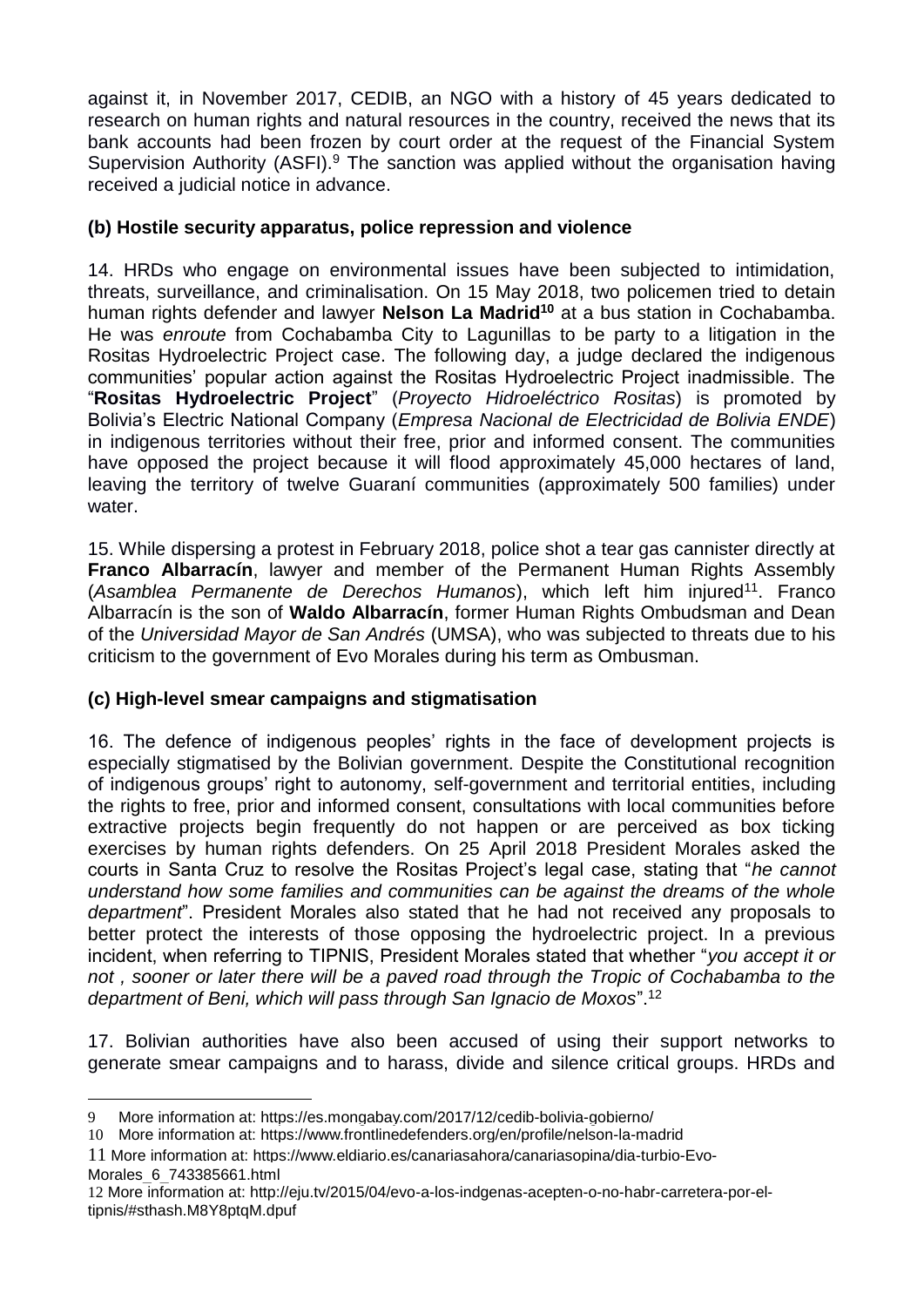against it, in November 2017, CEDIB, an NGO with a history of 45 years dedicated to research on human rights and natural resources in the country, received the news that its bank accounts had been frozen by court order at the request of the Financial System Supervision Authority (ASFI).[9] The sanction was applied without the organisation having received a judicial notice in advance.

### (b) Hostile security apparatus, police repression and violence

14. HRDs who engage on environmental issues have been subjected to intimidation, threats, surveillance, and criminalisation. On 15 May 2018, two policemen tried to detain human rights defender and lawyer **Nelson La Madrid[10]** at a bus station in Cochabamba. He was *enroute* from Cochabamba City to Lagunillas to be party to a litigation in the Rositas Hydroelectric Project case. The following day, a judge declared the indigenous communities' popular action against the Rositas Hydroelectric Project inadmissible. The "**Rositas Hydroelectric Project**" (*Proyecto Hidroeléctrico Rositas*) is promoted by Bolivia's Electric National Company (*Empresa Nacional de Electricidad de Bolivia ENDE*) in indigenous territories without their free, prior and informed consent. The communities have opposed the project because it will flood approximately 45,000 hectares of land, leaving the territory of twelve Guaraní communities (approximately 500 families) under water.

15. While dispersing a protest in February 2018, police shot a tear gas cannister directly at **Franco Albarracín**, lawyer and member of the Permanent Human Rights Assembly (*Asamblea Permanente de Derechos Humanos*), which left him injured[11]. Franco Albarracín is the son of **Waldo Albarracín**, former Human Rights Ombudsman and Dean of the *Universidad Mayor de San Andrés* (UMSA), who was subjected to threats due to his criticism to the government of Evo Morales during his term as Ombusman.

### (c) High-level smear campaigns and stigmatisation

16. The defence of indigenous peoples' rights in the face of development projects is especially stigmatised by the Bolivian government. Despite the Constitutional recognition of indigenous groups' right to autonomy, self-government and territorial entities, including the rights to free, prior and informed consent, consultations with local communities before extractive projects begin frequently do not happen or are perceived as box ticking exercises by human rights defenders. On 25 April 2018 President Morales asked the courts in Santa Cruz to resolve the Rositas Project's legal case, stating that "*he cannot understand how some families and communities can be against the dreams of the whole department*". President Morales also stated that he had not received any proposals to better protect the interests of those opposing the hydroelectric project. In a previous incident, when referring to TIPNIS, President Morales stated that whether "*you accept it or not , sooner or later there will be a paved road through the Tropic of Cochabamba to the department of Beni, which will pass through San Ignacio de Moxos*".[12]

17. Bolivian authorities have also been accused of using their support networks to generate smear campaigns and to harass, divide and silence critical groups. HRDs and

---

9 More information at: https://es.mongabay.com/2017/12/cedib-bolivia-gobierno/

10 More information at: https://www.frontlinedefenders.org/en/profile/nelson-la-madrid

11 More information at: https://www.eldiario.es/canariasahora/canariasopina/dia-turbio-Evo-Morales_6_743385661.html

12 More information at: http://eju.tv/2015/04/evo-a-los-indgenas-acepten-o-no-habr-carretera-por-el-tipnis/#sthash.M8Y8ptqM.dpuf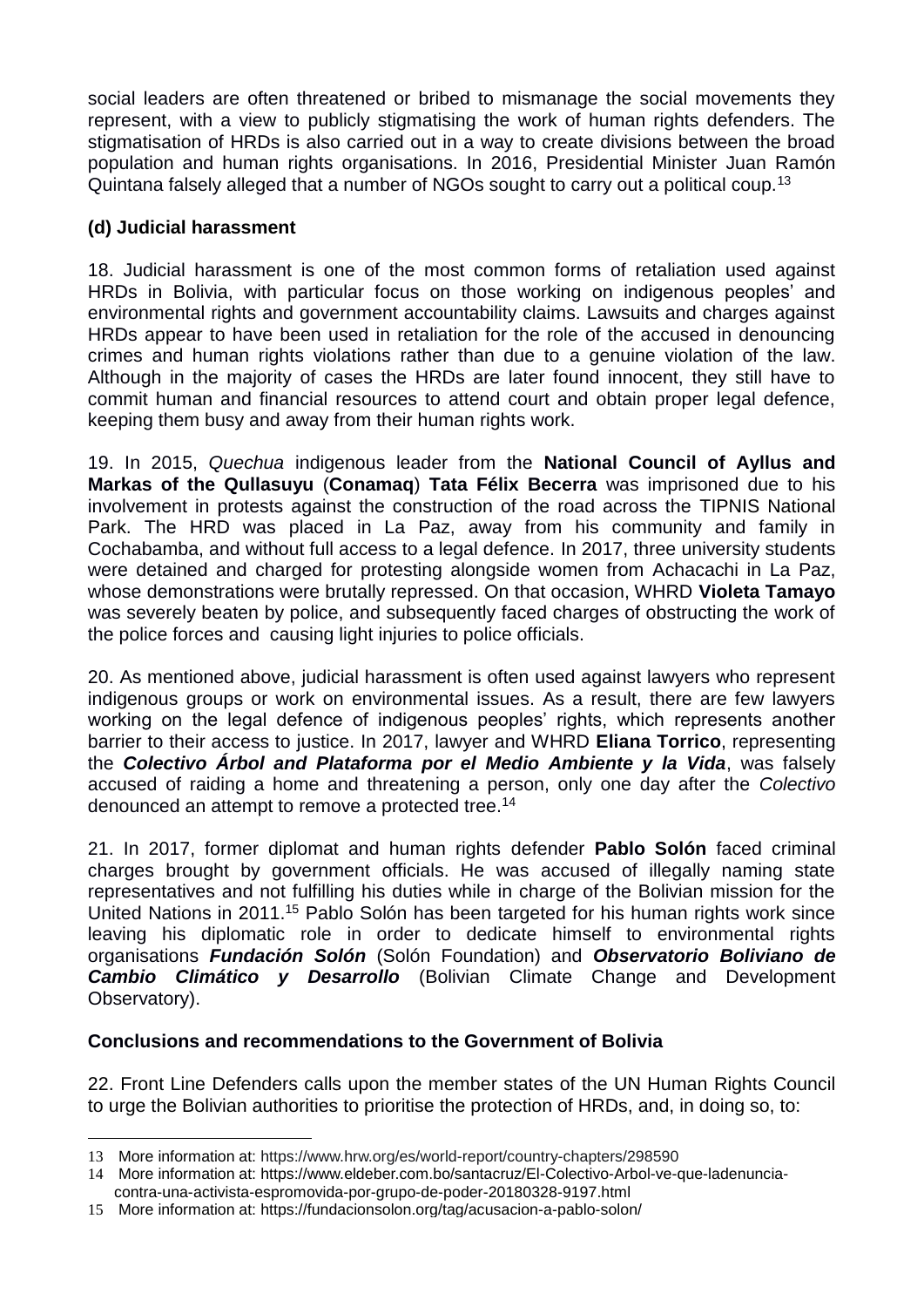social leaders are often threatened or bribed to mismanage the social movements they represent, with a view to publicly stigmatising the work of human rights defenders. The stigmatisation of HRDs is also carried out in a way to create divisions between the broad population and human rights organisations. In 2016, Presidential Minister Juan Ramón Quintana falsely alleged that a number of NGOs sought to carry out a political coup.[13]

**(d) Judicial harassment**

18. Judicial harassment is one of the most common forms of retaliation used against HRDs in Bolivia, with particular focus on those working on indigenous peoples' and environmental rights and government accountability claims. Lawsuits and charges against HRDs appear to have been used in retaliation for the role of the accused in denouncing crimes and human rights violations rather than due to a genuine violation of the law. Although in the majority of cases the HRDs are later found innocent, they still have to commit human and financial resources to attend court and obtain proper legal defence, keeping them busy and away from their human rights work.

19. In 2015, *Quechua* indigenous leader from the **National Council of Ayllus and Markas of the Qullasuyu** (**Conamaq**) **Tata Félix Becerra** was imprisoned due to his involvement in protests against the construction of the road across the TIPNIS National Park. The HRD was placed in La Paz, away from his community and family in Cochabamba, and without full access to a legal defence. In 2017, three university students were detained and charged for protesting alongside women from Achacachi in La Paz, whose demonstrations were brutally repressed. On that occasion, WHRD **Violeta Tamayo** was severely beaten by police, and subsequently faced charges of obstructing the work of the police forces and causing light injuries to police officials.

20. As mentioned above, judicial harassment is often used against lawyers who represent indigenous groups or work on environmental issues. As a result, there are few lawyers working on the legal defence of indigenous peoples' rights, which represents another barrier to their access to justice. In 2017, lawyer and WHRD **Eliana Torrico**, representing the ***Colectivo Árbol and Plataforma por el Medio Ambiente y la Vida***, was falsely accused of raiding a home and threatening a person, only one day after the *Colectivo* denounced an attempt to remove a protected tree.[14]

21. In 2017, former diplomat and human rights defender **Pablo Solón** faced criminal charges brought by government officials. He was accused of illegally naming state representatives and not fulfilling his duties while in charge of the Bolivian mission for the United Nations in 2011.[15] Pablo Solón has been targeted for his human rights work since leaving his diplomatic role in order to dedicate himself to environmental rights organisations ***Fundación Solón*** (Solón Foundation) and ***Observatorio Boliviano de Cambio Climático y Desarrollo*** (Bolivian Climate Change and Development Observatory).

**Conclusions and recommendations to the Government of Bolivia**

22. Front Line Defenders calls upon the member states of the UN Human Rights Council to urge the Bolivian authorities to prioritise the protection of HRDs, and, in doing so, to:

---

13 More information at: https://www.hrw.org/es/world-report/country-chapters/298590

14 More information at: https://www.eldeber.com.bo/santacruz/El-Colectivo-Arbol-ve-que-ladenuncia-contra-una-activista-espromovida-por-grupo-de-poder-20180328-9197.html

15 More information at: https://fundacionsolon.org/tag/acusacion-a-pablo-solon/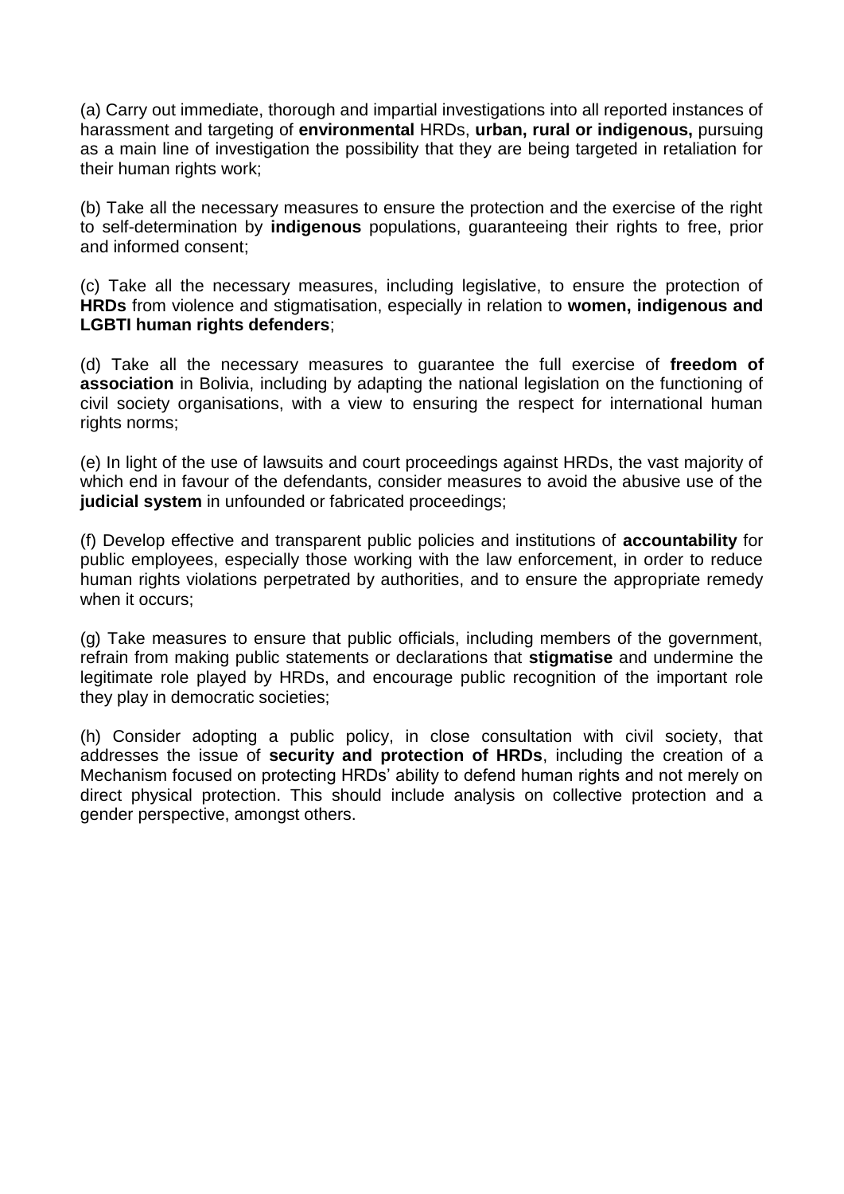(a) Carry out immediate, thorough and impartial investigations into all reported instances of harassment and targeting of **environmental** HRDs, **urban, rural or indigenous,** pursuing as a main line of investigation the possibility that they are being targeted in retaliation for their human rights work;

(b) Take all the necessary measures to ensure the protection and the exercise of the right to self-determination by **indigenous** populations, guaranteeing their rights to free, prior and informed consent;

(c) Take all the necessary measures, including legislative, to ensure the protection of **HRDs** from violence and stigmatisation, especially in relation to **women, indigenous and LGBTI human rights defenders**;

(d) Take all the necessary measures to guarantee the full exercise of **freedom of association** in Bolivia, including by adapting the national legislation on the functioning of civil society organisations, with a view to ensuring the respect for international human rights norms;

(e) In light of the use of lawsuits and court proceedings against HRDs, the vast majority of which end in favour of the defendants, consider measures to avoid the abusive use of the **judicial system** in unfounded or fabricated proceedings;

(f) Develop effective and transparent public policies and institutions of **accountability** for public employees, especially those working with the law enforcement, in order to reduce human rights violations perpetrated by authorities, and to ensure the appropriate remedy when it occurs;

(g) Take measures to ensure that public officials, including members of the government, refrain from making public statements or declarations that **stigmatise** and undermine the legitimate role played by HRDs, and encourage public recognition of the important role they play in democratic societies;

(h) Consider adopting a public policy, in close consultation with civil society, that addresses the issue of **security and protection of HRDs**, including the creation of a Mechanism focused on protecting HRDs' ability to defend human rights and not merely on direct physical protection. This should include analysis on collective protection and a gender perspective, amongst others.